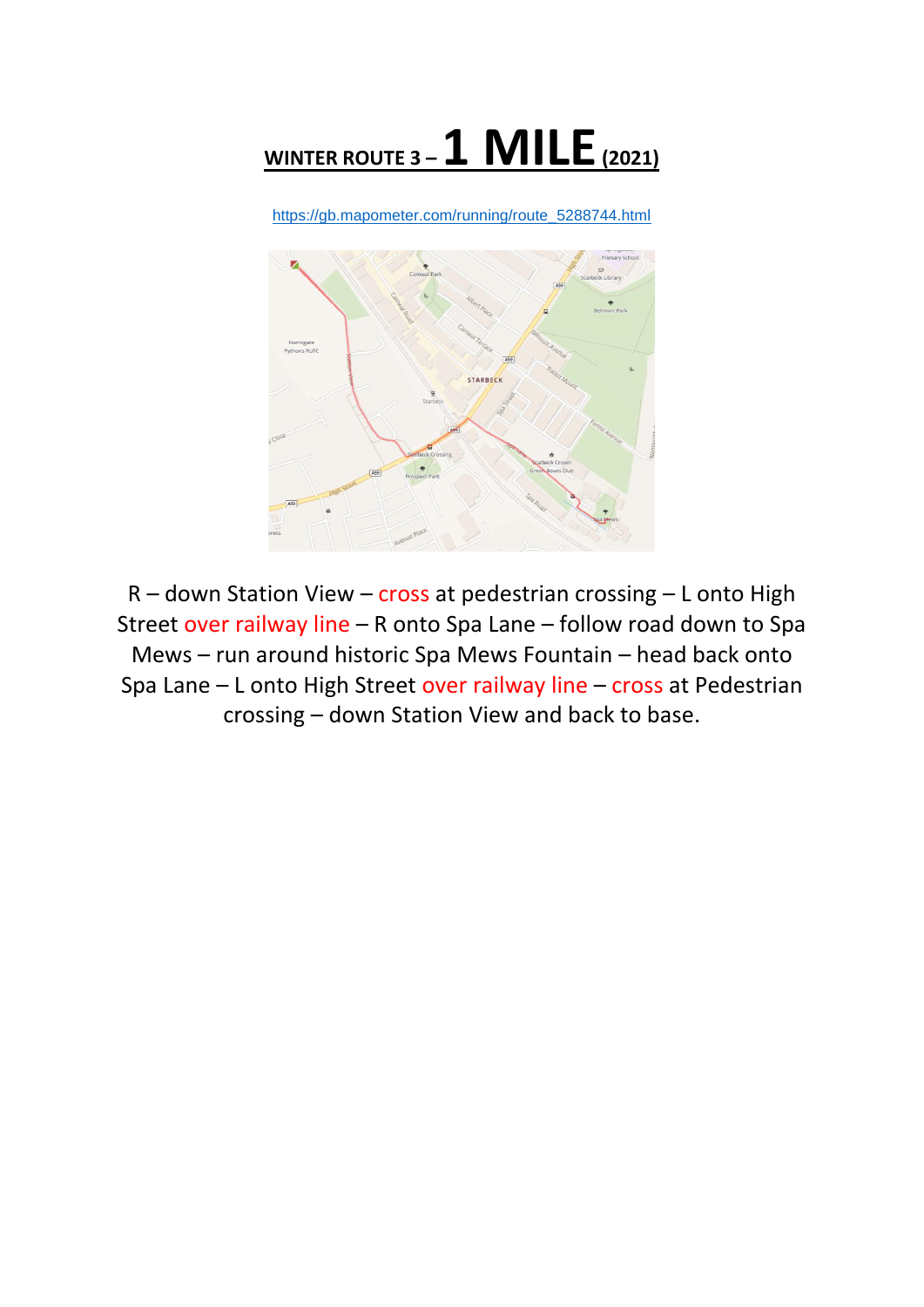# WINTER ROUTE 3 – 1 MILE (2021)

https://gb.mapometer.com/running/route_5288744.html

R – down Station View – cross at pedestrian crossing – L onto High Street over railway line – R onto Spa Lane – follow road down to Spa Mews – run around historic Spa Mews Fountain – head back onto Spa Lane – L onto High Street over railway line – cross at Pedestrian crossing – down Station View and back to base.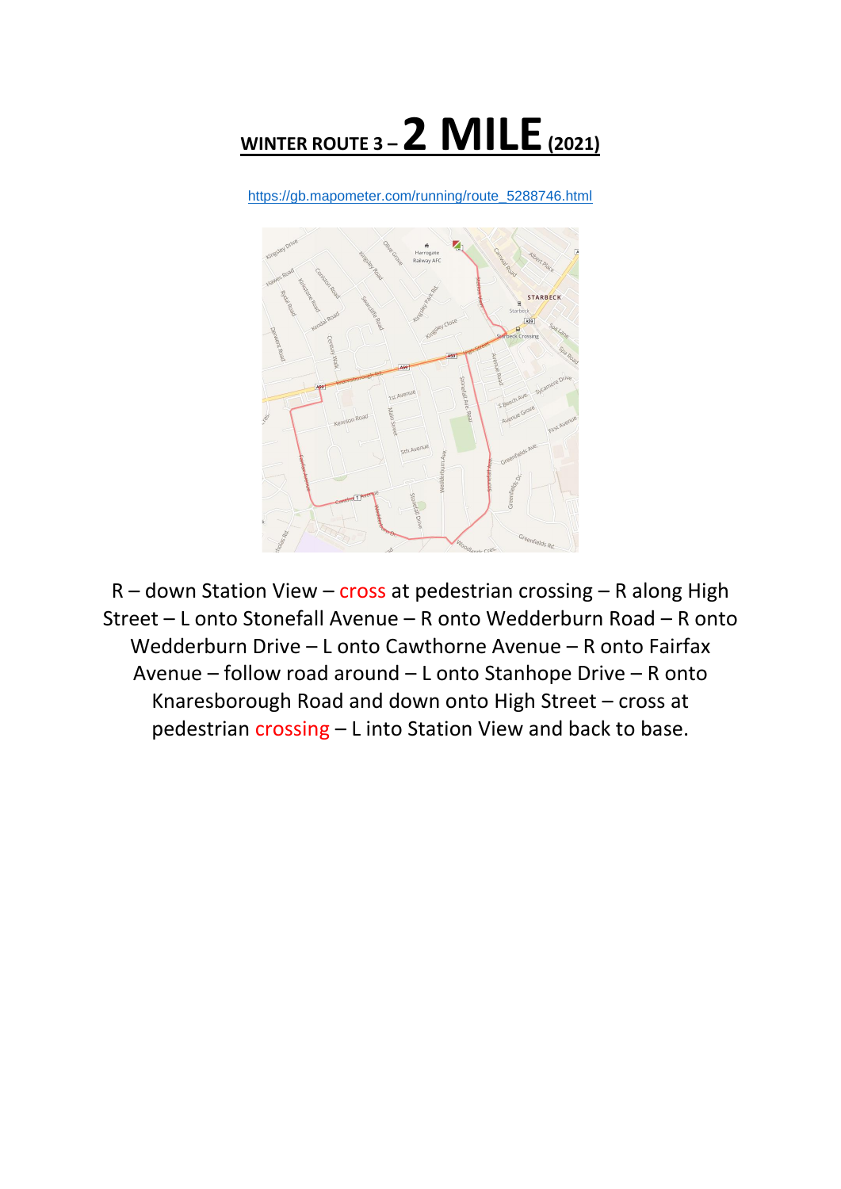# WINTER ROUTE 3 – 2 MILE (2021)

https://gb.mapometer.com/running/route_5288746.html

R – down Station View – cross at pedestrian crossing – R along High Street – L onto Stonefall Avenue – R onto Wedderburn Road – R onto Wedderburn Drive – L onto Cawthorne Avenue – R onto Fairfax Avenue – follow road around – L onto Stanhope Drive – R onto Knaresborough Road and down onto High Street – cross at pedestrian crossing – L into Station View and back to base.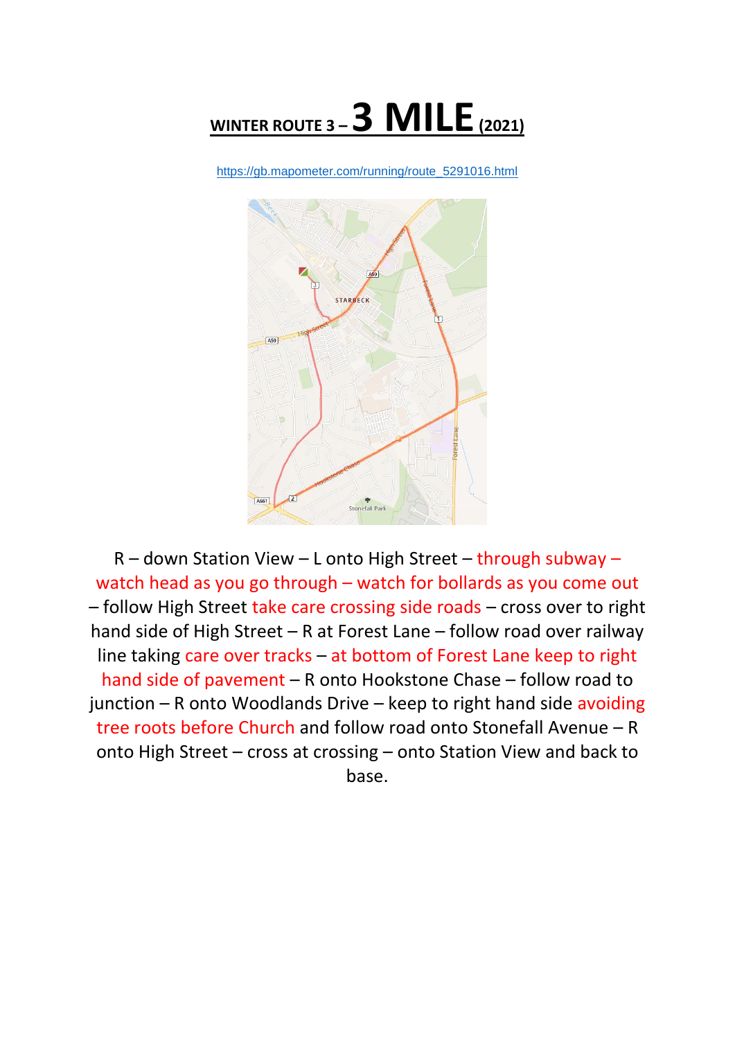# WINTER ROUTE 3 – 3 MILE (2021)

https://gb.mapometer.com/running/route_5291016.html

R – down Station View – L onto High Street – through subway – watch head as you go through – watch for bollards as you come out – follow High Street take care crossing side roads – cross over to right hand side of High Street – R at Forest Lane – follow road over railway line taking care over tracks – at bottom of Forest Lane keep to right hand side of pavement – R onto Hookstone Chase – follow road to junction – R onto Woodlands Drive – keep to right hand side avoiding tree roots before Church and follow road onto Stonefall Avenue – R onto High Street – cross at crossing – onto Station View and back to base.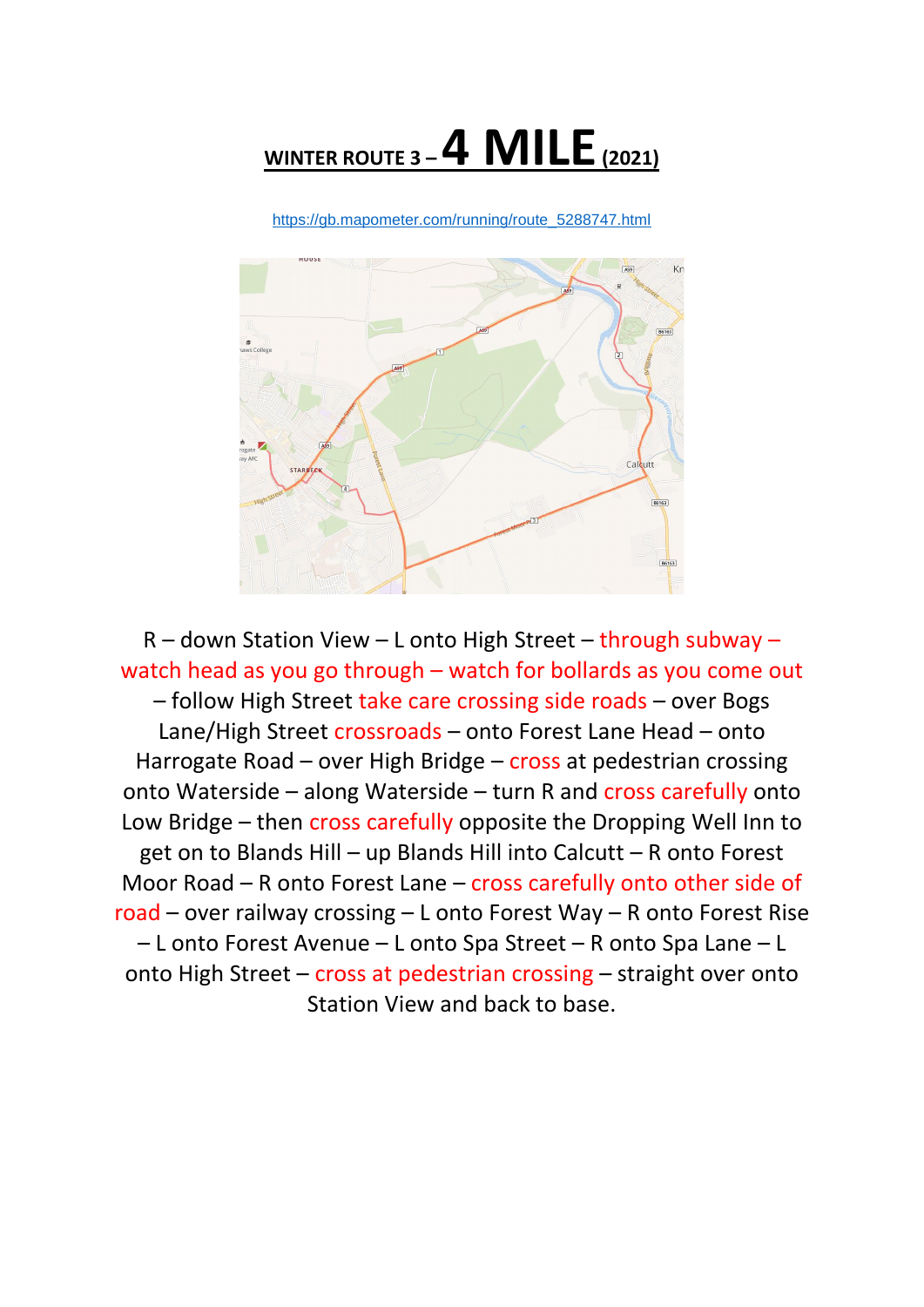# WINTER ROUTE 3 – 4 MILE (2021)

https://gb.mapometer.com/running/route_5288747.html

R – down Station View – L onto High Street – through subway – watch head as you go through – watch for bollards as you come out – follow High Street take care crossing side roads – over Bogs Lane/High Street crossroads – onto Forest Lane Head – onto Harrogate Road – over High Bridge – cross at pedestrian crossing onto Waterside – along Waterside – turn R and cross carefully onto Low Bridge – then cross carefully opposite the Dropping Well Inn to get on to Blands Hill – up Blands Hill into Calcutt – R onto Forest Moor Road – R onto Forest Lane – cross carefully onto other side of road – over railway crossing – L onto Forest Way – R onto Forest Rise – L onto Forest Avenue – L onto Spa Street – R onto Spa Lane – L onto High Street – cross at pedestrian crossing – straight over onto Station View and back to base.